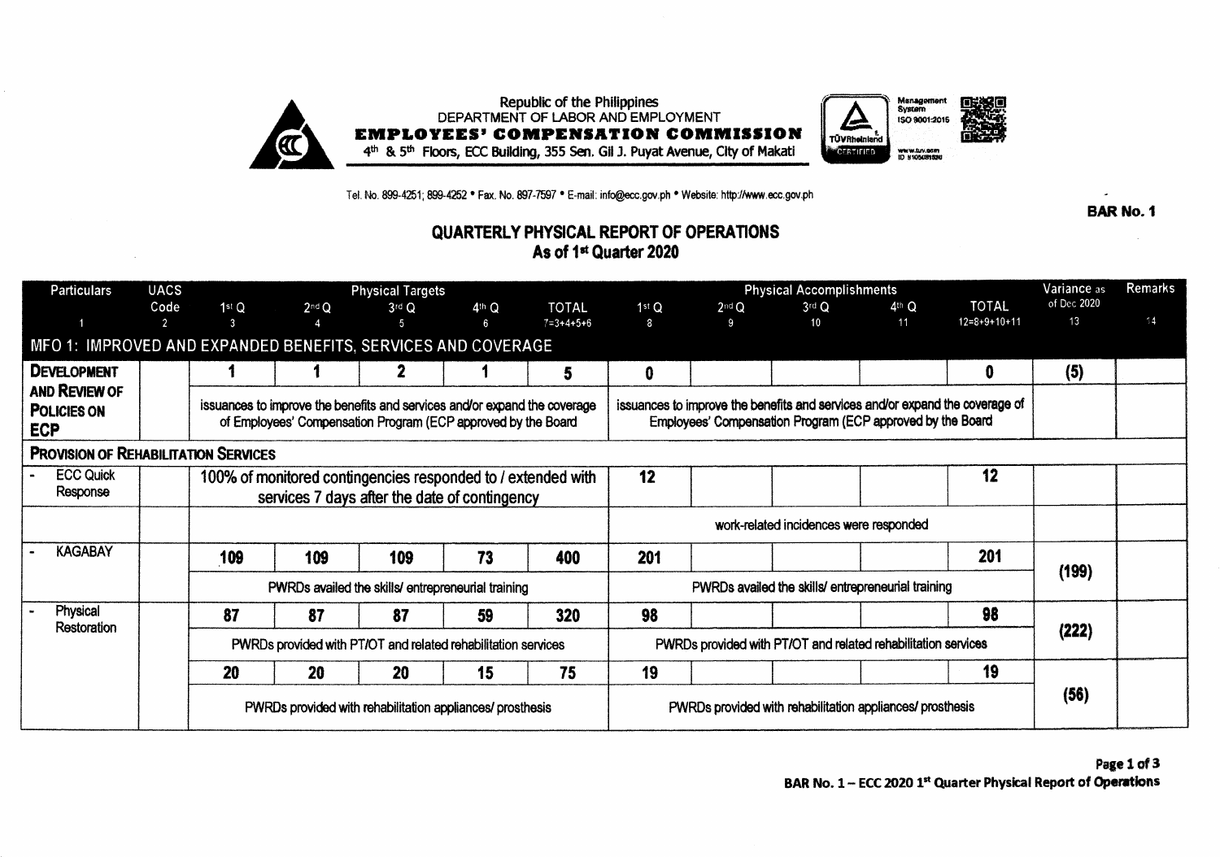Republic of the Philippines
DEPARTMENT OF LABOR AND EMPLOYMENT
**EMPLOYEES' COMPENSATION COMMISSION**
4th & 5th Floors, ECC Building, 355 Sen. Gil J. Puyat Avenue, City of Makati

Management System ISO 9001:2015

Tel. No. 899-4251; 899-4252 • Fax. No. 897-7597 • E-mail: info@ecc.gov.ph • Website: http://www.ecc.gov.ph

**BAR No. 1**

## QUARTERLY PHYSICAL REPORT OF OPERATIONS
### As of 1st Quarter 2020

| Particulars | UACS Code | Physical Targets | | | | | Physical Accomplishments | | | | | Variance as of Dec 2020 | Remarks |
|---|---|---|---|---|---|---|---|---|---|---|---|---|---|
| | | 1st Q | 2nd Q | 3rd Q | 4th Q | TOTAL | 1st Q | 2nd Q | 3rd Q | 4th Q | TOTAL | | |
| 1 | 2 | 3 | 4 | 5 | 6 | 7=3+4+5+6 | 8 | 9 | 10 | 11 | 12=8+9+10+11 | 13 | 14 |
| **MFO 1: IMPROVED AND EXPANDED BENEFITS, SERVICES AND COVERAGE** | | | | | | | | | | | | | |
| **DEVELOPMENT AND REVIEW OF POLICIES ON ECP** | | 1 | 1 | 2 | 1 | 5 | 0 | | | | 0 | (5) | |
| | | issuances to improve the benefits and services and/or expand the coverage of Employees' Compensation Program (ECP approved by the Board | | | | | issuances to improve the benefits and services and/or expand the coverage of Employees' Compensation Program (ECP approved by the Board | | | | | | |
| **PROVISION OF REHABILITATION SERVICES** | | | | | | | | | | | | | |
| - ECC Quick Response | | 100% of monitored contingencies responded to / extended with services 7 days after the date of contingency | | | | | 12 | | | | 12 | | |
| | | | | | | | work-related incidences were responded | | | | | | |
| - KAGABAY | | 109 | 109 | 109 | 73 | 400 | 201 | | | | 201 | (199) | |
| | | PWRDs availed the skills/ entrepreneurial training | | | | | PWRDs availed the skills/ entrepreneurial training | | | | | | |
| - Physical Restoration | | 87 | 87 | 87 | 59 | 320 | 98 | | | | 98 | (222) | |
| | | PWRDs provided with PT/OT and related rehabilitation services | | | | | PWRDs provided with PT/OT and related rehabilitation services | | | | | | |
| | | 20 | 20 | 20 | 15 | 75 | 19 | | | | 19 | (56) | |
| | | PWRDs provided with rehabilitation appliances/ prosthesis | | | | | PWRDs provided with rehabilitation appliances/ prosthesis | | | | | | |

BAR No. 1 – ECC 2020 1st Quarter Physical Report of Operations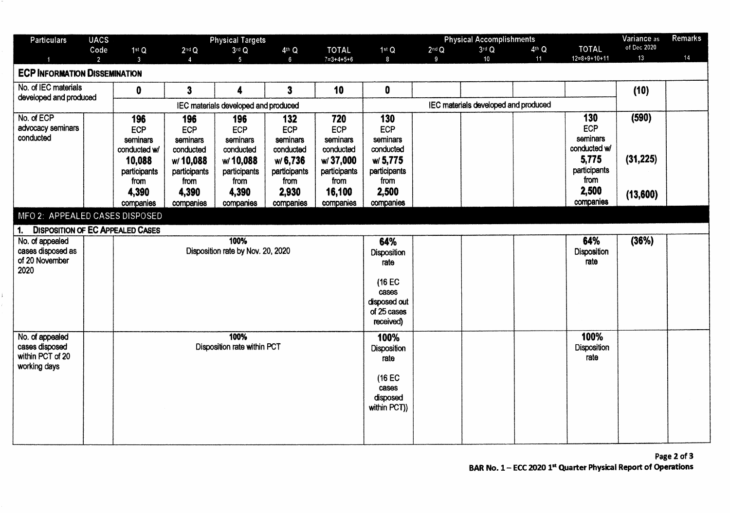| Particulars | UACS Code | Physical Targets | | | | | Physical Accomplishments | | | | | Variance as of Dec 2020 | Remarks |
|---|---|---|---|---|---|---|---|---|---|---|---|---|---|
| | | 1st Q | 2nd Q | 3rd Q | 4th Q | TOTAL | 1st Q | 2nd Q | 3rd Q | 4th Q | TOTAL | | |
| 1 | 2 | 3 | 4 | 5 | 6 | 7=3+4+5+6 | 8 | 9 | 10 | 11 | 12=8+9+10+11 | 13 | 14 |
| **ECP INFORMATION DISSEMINATION** | | | | | | | | | | | | | |
| No. of IEC materials developed and produced | | **0** | **3** | **4** | **3** | **10** | **0** | | | | | **(10)** | |
| | | IEC materials developed and produced | | | | | IEC materials developed and produced | | | | | | |
| No. of ECP advocacy seminars conducted | | **196** ECP seminars conducted w/ **10,088** participants from **4,390** companies | **196** ECP seminars conducted w/ **10,088** participants from **4,390** companies | **196** ECP seminars conducted w/ **10,088** participants from **4,390** companies | **132** ECP seminars conducted w/ **6,736** participants from **2,930** companies | **720** ECP seminars conducted w/ **37,000** participants from **16,100** companies | **130** ECP seminars conducted w/ **5,775** participants from **2,500** companies | | | | **130** ECP seminars conducted w/ **5,775** participants from **2,500** companies | **(590)** **(31,225)** **(13,600)** | |
| MFO 2: APPEALED CASES DISPOSED | | | | | | | | | | | | | |
| **1. DISPOSITION OF EC APPEALED CASES** | | | | | | | | | | | | | |
| No. of appealed cases disposed as of 20 November 2020 | | **100%** Disposition rate by Nov. 20, 2020 | | | | | **64%** Disposition rate (16 EC cases disposed out of 25 cases received) | | | | **64%** Disposition rate | **(36%)** | |
| No. of appealed cases disposed within PCT of 20 working days | | **100%** Disposition rate within PCT | | | | | **100%** Disposition rate (16 EC cases disposed within PCT)) | | | | **100%** Disposition rate | | |

**BAR No. 1 – ECC 2020 1st Quarter Physical Report of Operations**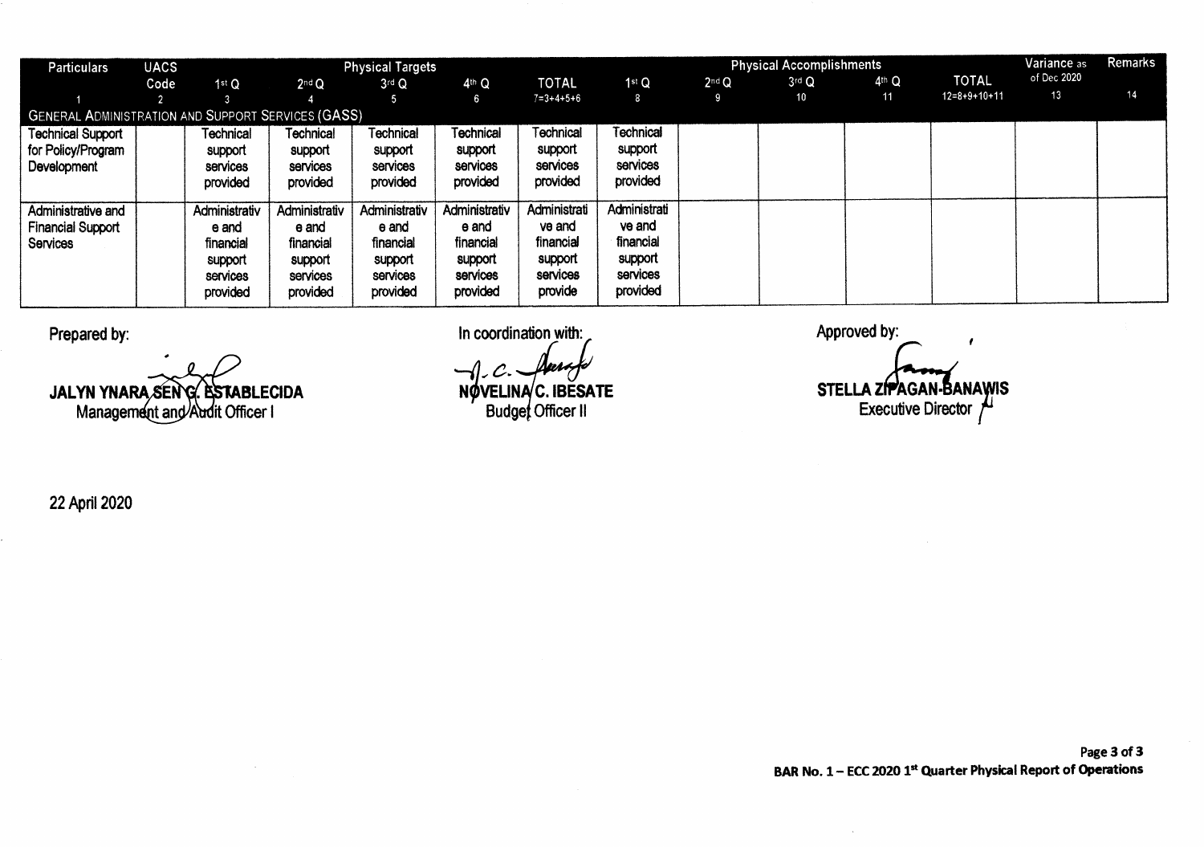| Particulars | UACS Code | Physical Targets | | | | | Physical Accomplishments | | | | | Variance as of Dec 2020 | Remarks |
|---|---|---|---|---|---|---|---|---|---|---|---|---|---|
| | | 1st Q | 2nd Q | 3rd Q | 4th Q | TOTAL | 1st Q | 2nd Q | 3rd Q | 4th Q | TOTAL | | |
| 1 | 2 | 3 | 4 | 5 | 6 | 7=3+4+5+6 | 8 | 9 | 10 | 11 | 12=8+9+10+11 | 13 | 14 |
| GENERAL ADMINISTRATION AND SUPPORT SERVICES (GASS) | | | | | | | | | | | | | |
| Technical Support for Policy/Program Development | | Technical support services provided | Technical support services provided | Technical support services provided | Technical support services provided | Technical support services provided | Technical support services provided | | | | | | |
| Administrative and Financial Support Services | | Administrative and financial support services provided | Administrative and financial support services provided | Administrative and financial support services provided | Administrative and financial support services provided | Administrative and financial support services provide | Administrative and financial support services provided | | | | | | |

Prepared by:

**JALYN YNARA SEN G. ESTABLECIDA**
Management and Audit Officer I

In coordination with:

**NOVELINA C. IBESATE**
Budget Officer II

Approved by:

**STELLA ZIPAGAN-BANAWIS**
Executive Director

22 April 2020

**BAR No. 1 – ECC 2020 1st Quarter Physical Report of Operations**